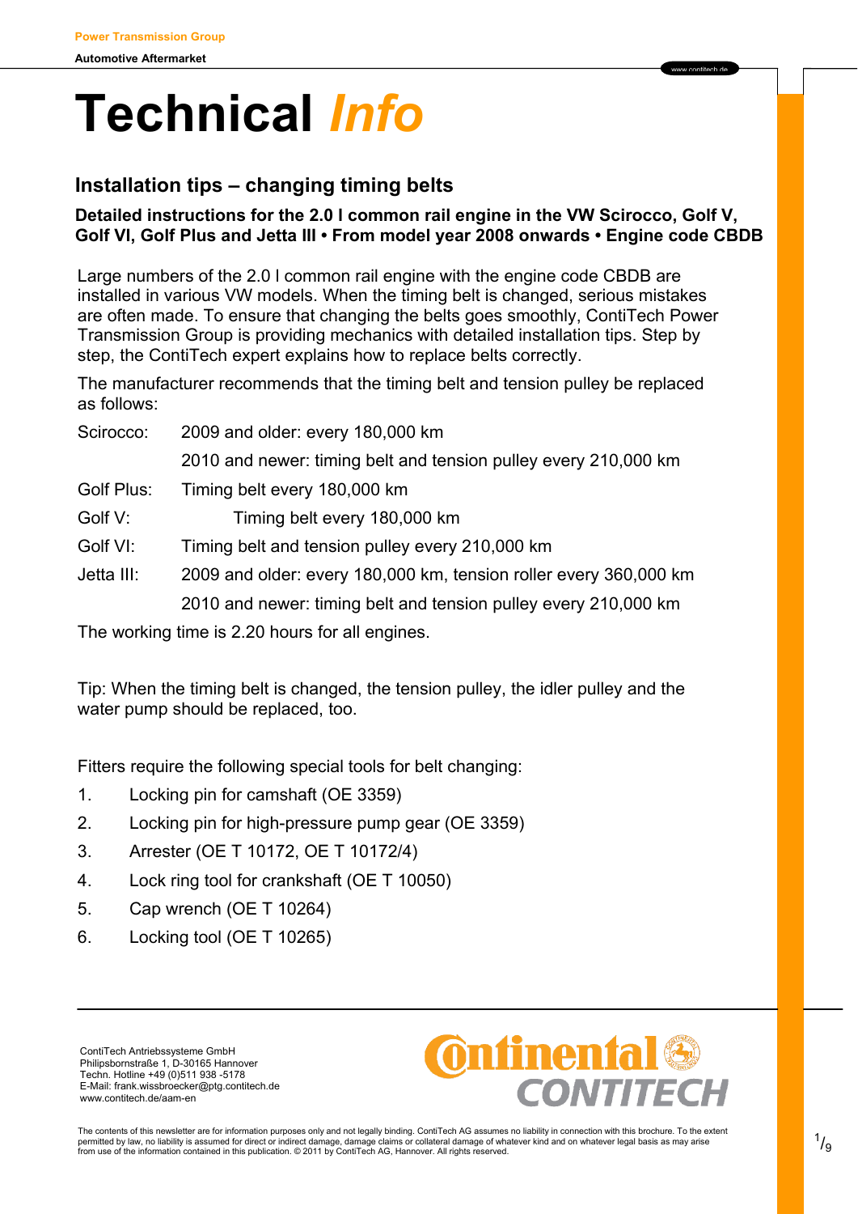Power Transmission Group

Automotive Aftermarket

# Technical *Info*

## Installation tips – changing timing belts

**Detailed instructions for the 2.0 l common rail engine in the VW Scirocco, Golf V, Golf VI, Golf Plus and Jetta III • From model year 2008 onwards • Engine code CBDB**

Large numbers of the 2.0 l common rail engine with the engine code CBDB are installed in various VW models. When the timing belt is changed, serious mistakes are often made. To ensure that changing the belts goes smoothly, ContiTech Power Transmission Group is providing mechanics with detailed installation tips. Step by step, the ContiTech expert explains how to replace belts correctly.

The manufacturer recommends that the timing belt and tension pulley be replaced as follows:

| | |
|---|---|
| Scirocco: | 2009 and older: every 180,000 km |
| | 2010 and newer: timing belt and tension pulley every 210,000 km |
| Golf Plus: | Timing belt every 180,000 km |
| Golf V: | Timing belt every 180,000 km |
| Golf VI: | Timing belt and tension pulley every 210,000 km |
| Jetta III: | 2009 and older: every 180,000 km, tension roller every 360,000 km |
| | 2010 and newer: timing belt and tension pulley every 210,000 km |

The working time is 2.20 hours for all engines.

Tip: When the timing belt is changed, the tension pulley, the idler pulley and the water pump should be replaced, too.

Fitters require the following special tools for belt changing:

1. Locking pin for camshaft (OE 3359)
2. Locking pin for high-pressure pump gear (OE 3359)
3. Arrester (OE T 10172, OE T 10172/4)
4. Lock ring tool for crankshaft (OE T 10050)
5. Cap wrench (OE T 10264)
6. Locking tool (OE T 10265)

ContiTech Antriebssysteme GmbH
Philipsbornstraße 1, D-30165 Hannover
Techn. Hotline +49 (0)511 938 -5178
E-Mail: frank.wissbroecker@ptg.contitech.de
www.contitech.de/aam-en

The contents of this newsletter are for information purposes only and not legally binding. ContiTech AG assumes no liability in connection with this brochure. To the extent permitted by law, no liability is assumed for direct or indirect damage, damage claims or collateral damage of whatever kind and on whatever legal basis as may arise from use of the information contained in this publication. © 2011 by ContiTech AG, Hannover. All rights reserved.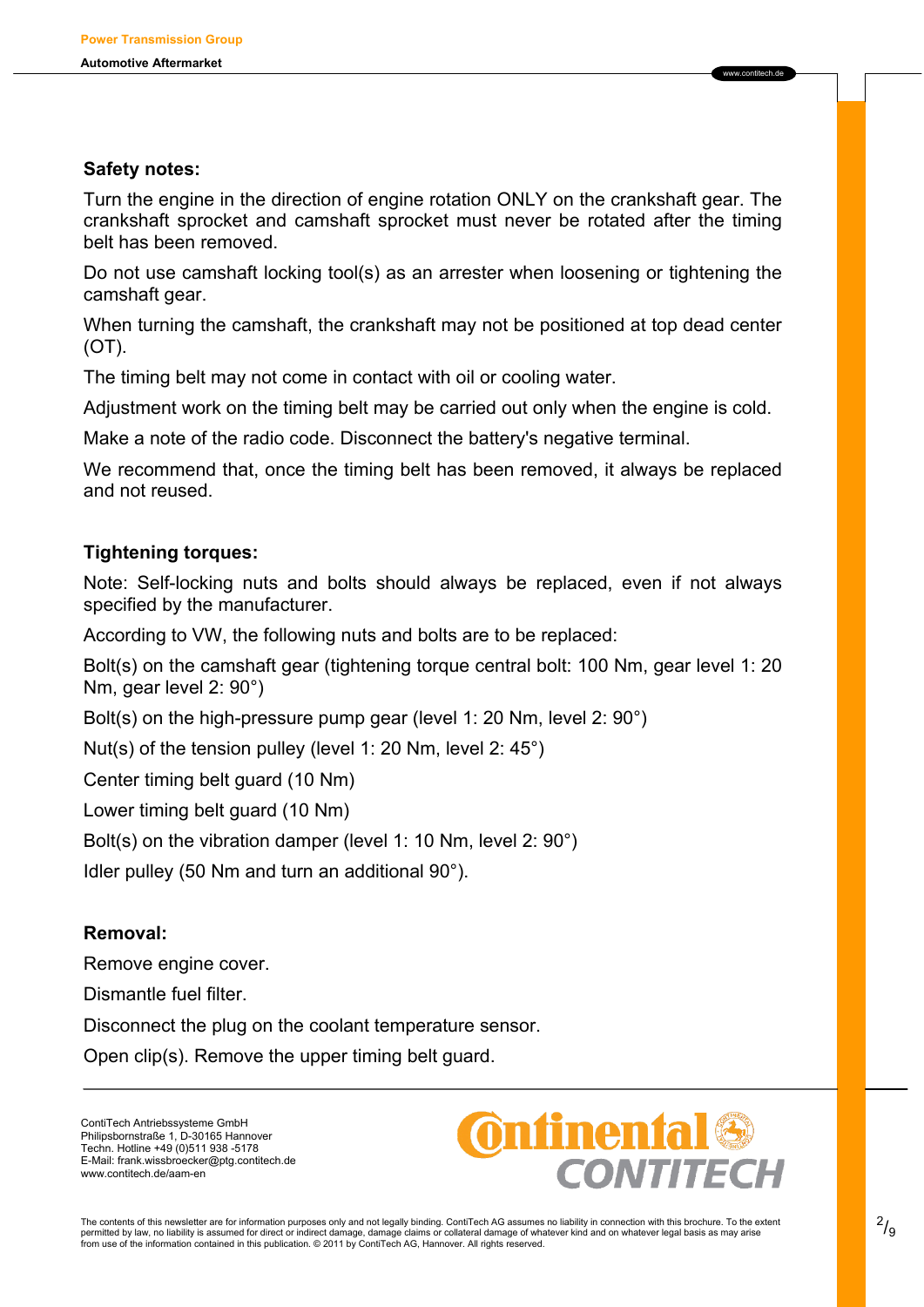## Safety notes:

Turn the engine in the direction of engine rotation ONLY on the crankshaft gear. The crankshaft sprocket and camshaft sprocket must never be rotated after the timing belt has been removed.

Do not use camshaft locking tool(s) as an arrester when loosening or tightening the camshaft gear.

When turning the camshaft, the crankshaft may not be positioned at top dead center (OT).

The timing belt may not come in contact with oil or cooling water.

Adjustment work on the timing belt may be carried out only when the engine is cold.

Make a note of the radio code. Disconnect the battery's negative terminal.

We recommend that, once the timing belt has been removed, it always be replaced and not reused.

## Tightening torques:

Note: Self-locking nuts and bolts should always be replaced, even if not always specified by the manufacturer.

According to VW, the following nuts and bolts are to be replaced:

Bolt(s) on the camshaft gear (tightening torque central bolt: 100 Nm, gear level 1: 20 Nm, gear level 2: 90°)

Bolt(s) on the high-pressure pump gear (level 1: 20 Nm, level 2: 90°)

Nut(s) of the tension pulley (level 1: 20 Nm, level 2: 45°)

Center timing belt guard (10 Nm)

Lower timing belt guard (10 Nm)

Bolt(s) on the vibration damper (level 1: 10 Nm, level 2: 90°)

Idler pulley (50 Nm and turn an additional 90°).

## Removal:

Remove engine cover.

Dismantle fuel filter.

Disconnect the plug on the coolant temperature sensor.

Open clip(s). Remove the upper timing belt guard.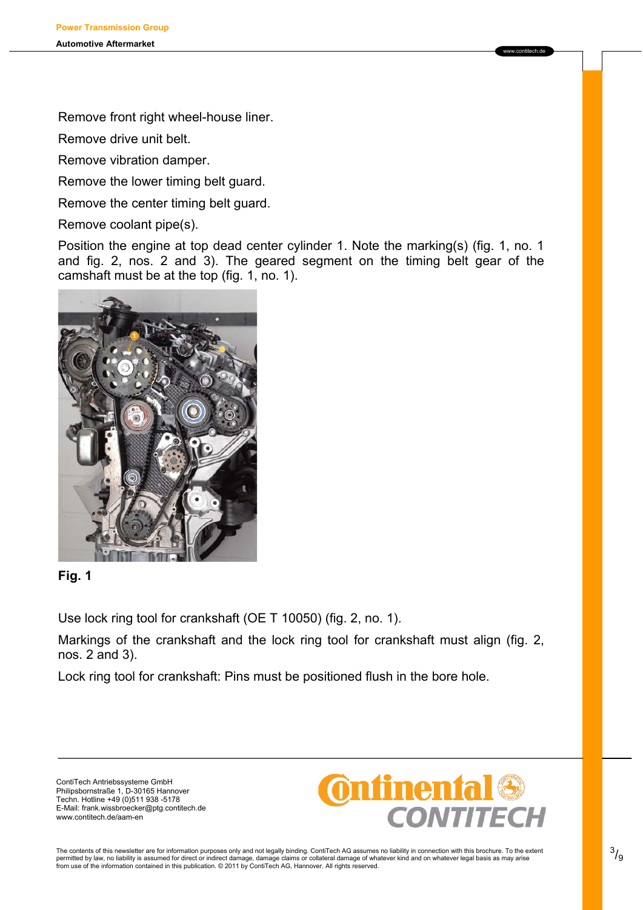Remove front right wheel-house liner.

Remove drive unit belt.

Remove vibration damper.

Remove the lower timing belt guard.

Remove the center timing belt guard.

Remove coolant pipe(s).

Position the engine at top dead center cylinder 1. Note the marking(s) (fig. 1, no. 1 and fig. 2, nos. 2 and 3). The geared segment on the timing belt gear of the camshaft must be at the top (fig. 1, no. 1).

**Fig. 1**

Use lock ring tool for crankshaft (OE T 10050) (fig. 2, no. 1).

Markings of the crankshaft and the lock ring tool for crankshaft must align (fig. 2, nos. 2 and 3).

Lock ring tool for crankshaft: Pins must be positioned flush in the bore hole.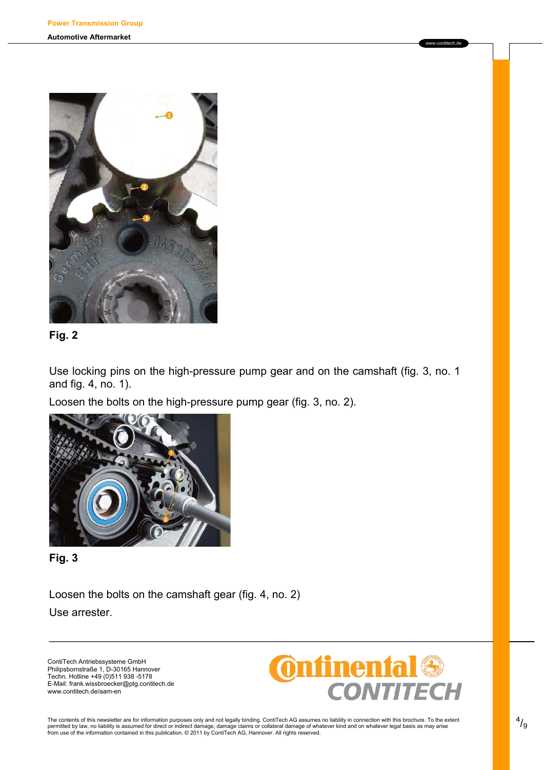**Fig. 2**

Use locking pins on the high-pressure pump gear and on the camshaft (fig. 3, no. 1 and fig. 4, no. 1).

Loosen the bolts on the high-pressure pump gear (fig. 3, no. 2).

**Fig. 3**

Loosen the bolts on the camshaft gear (fig. 4, no. 2)

Use arrester.

ContiTech Antriebssysteme GmbH
Philipsbornstraße 1, D-30165 Hannover
Techn. Hotline +49 (0)511 938 -5178
E-Mail: frank.wissbroecker@ptg.contitech.de
www.contitech.de/aam-en

The contents of this newsletter are for information purposes only and not legally binding. ContiTech AG assumes no liability in connection with this brochure. To the extent permitted by law, no liability is assumed for direct or indirect damage, damage claims or collateral damage of whatever kind and on whatever legal basis as may arise from use of the information contained in this publication. © 2011 by ContiTech AG, Hannover. All rights reserved.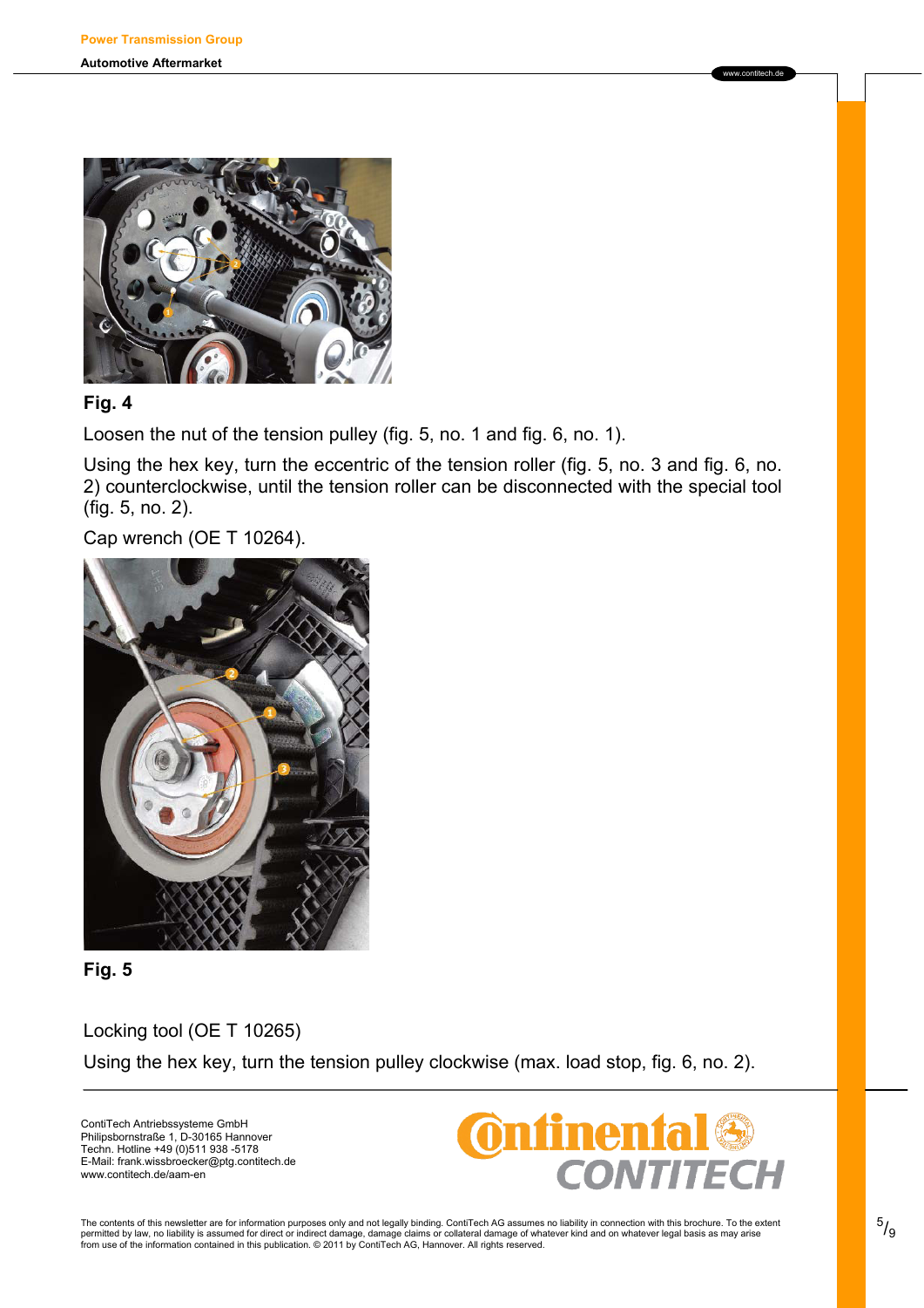**Fig. 4**

Loosen the nut of the tension pulley (fig. 5, no. 1 and fig. 6, no. 1).

Using the hex key, turn the eccentric of the tension roller (fig. 5, no. 3 and fig. 6, no. 2) counterclockwise, until the tension roller can be disconnected with the special tool (fig. 5, no. 2).

Cap wrench (OE T 10264).

**Fig. 5**

Locking tool (OE T 10265)

Using the hex key, turn the tension pulley clockwise (max. load stop, fig. 6, no. 2).

ContiTech Antriebssysteme GmbH
Philipsbornstraße 1, D-30165 Hannover
Techn. Hotline +49 (0)511 938 -5178
E-Mail: frank.wissbroecker@ptg.contitech.de
www.contitech.de/aam-en

The contents of this newsletter are for information purposes only and not legally binding. ContiTech AG assumes no liability in connection with this brochure. To the extent permitted by law, no liability is assumed for direct or indirect damage, damage claims or collateral damage of whatever kind and on whatever legal basis as may arise from use of the information contained in this publication. © 2011 by ContiTech AG, Hannover. All rights reserved.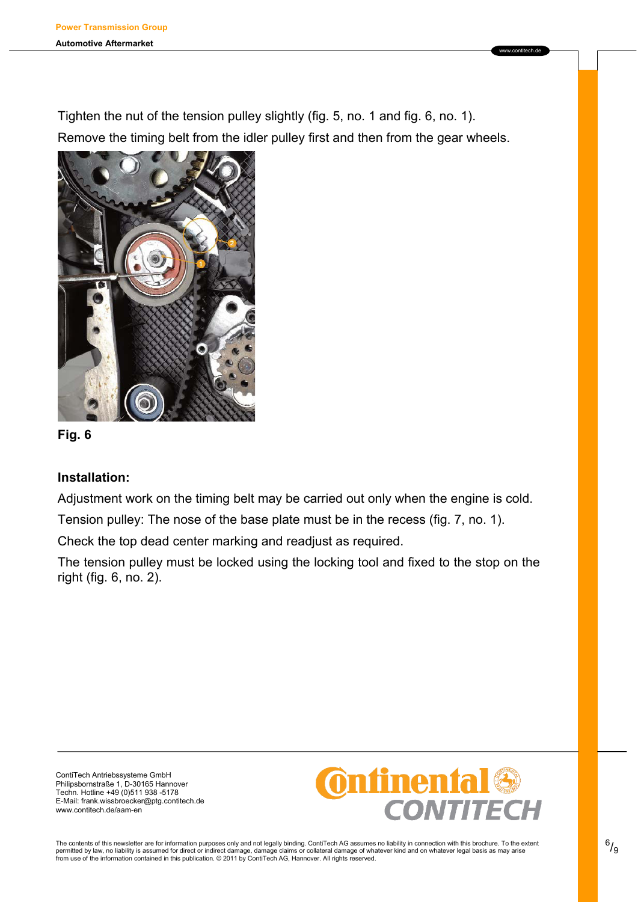Tighten the nut of the tension pulley slightly (fig. 5, no. 1 and fig. 6, no. 1).

Remove the timing belt from the idler pulley first and then from the gear wheels.

**Fig. 6**

**Installation:**

Adjustment work on the timing belt may be carried out only when the engine is cold.

Tension pulley: The nose of the base plate must be in the recess (fig. 7, no. 1).

Check the top dead center marking and readjust as required.

The tension pulley must be locked using the locking tool and fixed to the stop on the right (fig. 6, no. 2).

ContiTech Antriebssysteme GmbH
Philipsbornstraße 1, D-30165 Hannover
Techn. Hotline +49 (0)511 938 -5178
E-Mail: frank.wissbroecker@ptg.contitech.de
www.contitech.de/aam-en

The contents of this newsletter are for information purposes only and not legally binding. ContiTech AG assumes no liability in connection with this brochure. To the extent permitted by law, no liability is assumed for direct or indirect damage, damage claims or collateral damage of whatever kind and on whatever legal basis as may arise from use of the information contained in this publication. © 2011 by ContiTech AG, Hannover. All rights reserved.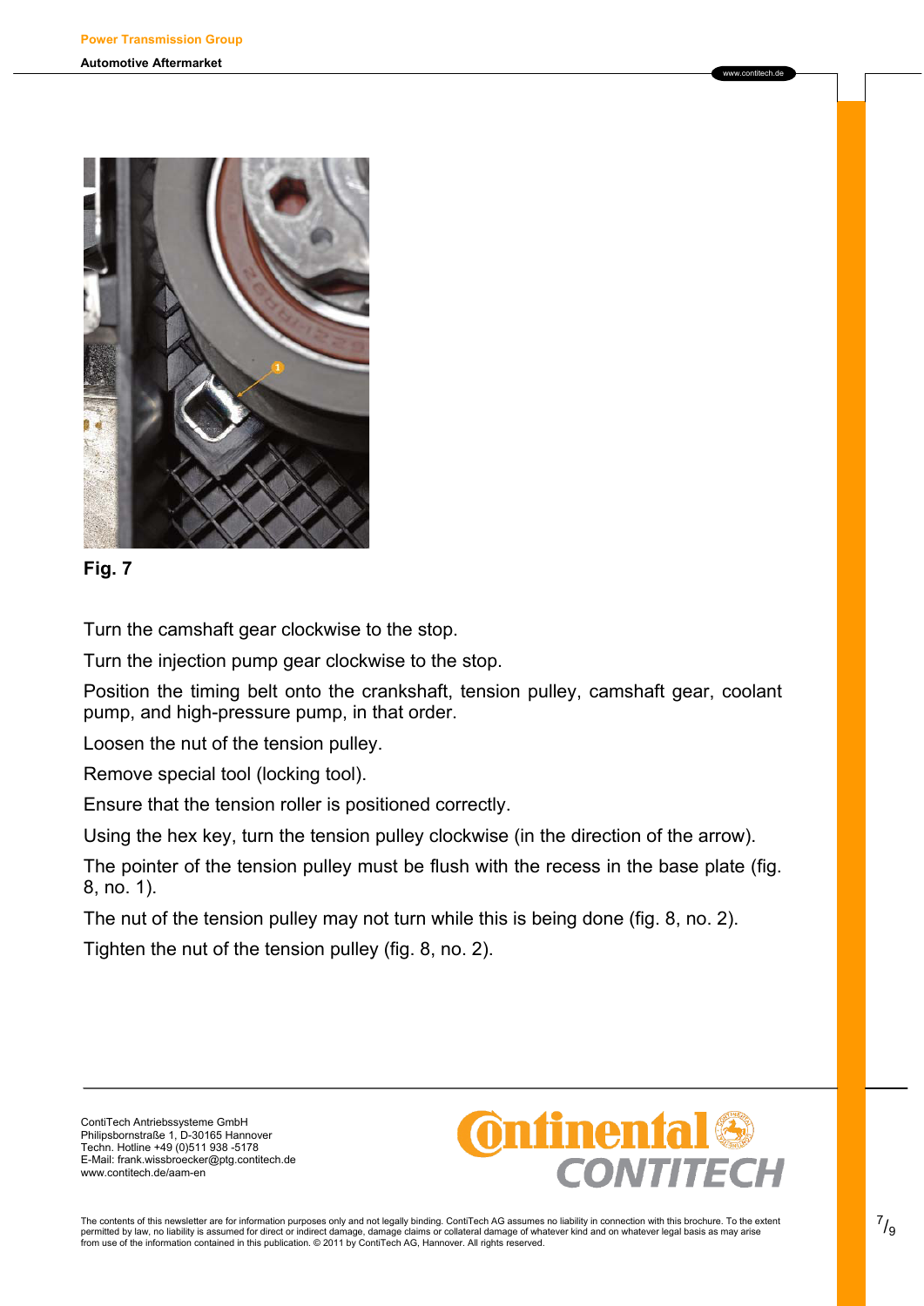**Fig. 7**

Turn the camshaft gear clockwise to the stop.

Turn the injection pump gear clockwise to the stop.

Position the timing belt onto the crankshaft, tension pulley, camshaft gear, coolant pump, and high-pressure pump, in that order.

Loosen the nut of the tension pulley.

Remove special tool (locking tool).

Ensure that the tension roller is positioned correctly.

Using the hex key, turn the tension pulley clockwise (in the direction of the arrow).

The pointer of the tension pulley must be flush with the recess in the base plate (fig. 8, no. 1).

The nut of the tension pulley may not turn while this is being done (fig. 8, no. 2).

Tighten the nut of the tension pulley (fig. 8, no. 2).

ContiTech Antriebssysteme GmbH
Philipsbornstraße 1, D-30165 Hannover
Techn. Hotline +49 (0)511 938 -5178
E-Mail: frank.wissbroecker@ptg.contitech.de
www.contitech.de/aam-en

The contents of this newsletter are for information purposes only and not legally binding. ContiTech AG assumes no liability in connection with this brochure. To the extent permitted by law, no liability is assumed for direct or indirect damage, damage claims or collateral damage of whatever kind and on whatever legal basis as may arise from use of the information contained in this publication. © 2011 by ContiTech AG, Hannover. All rights reserved.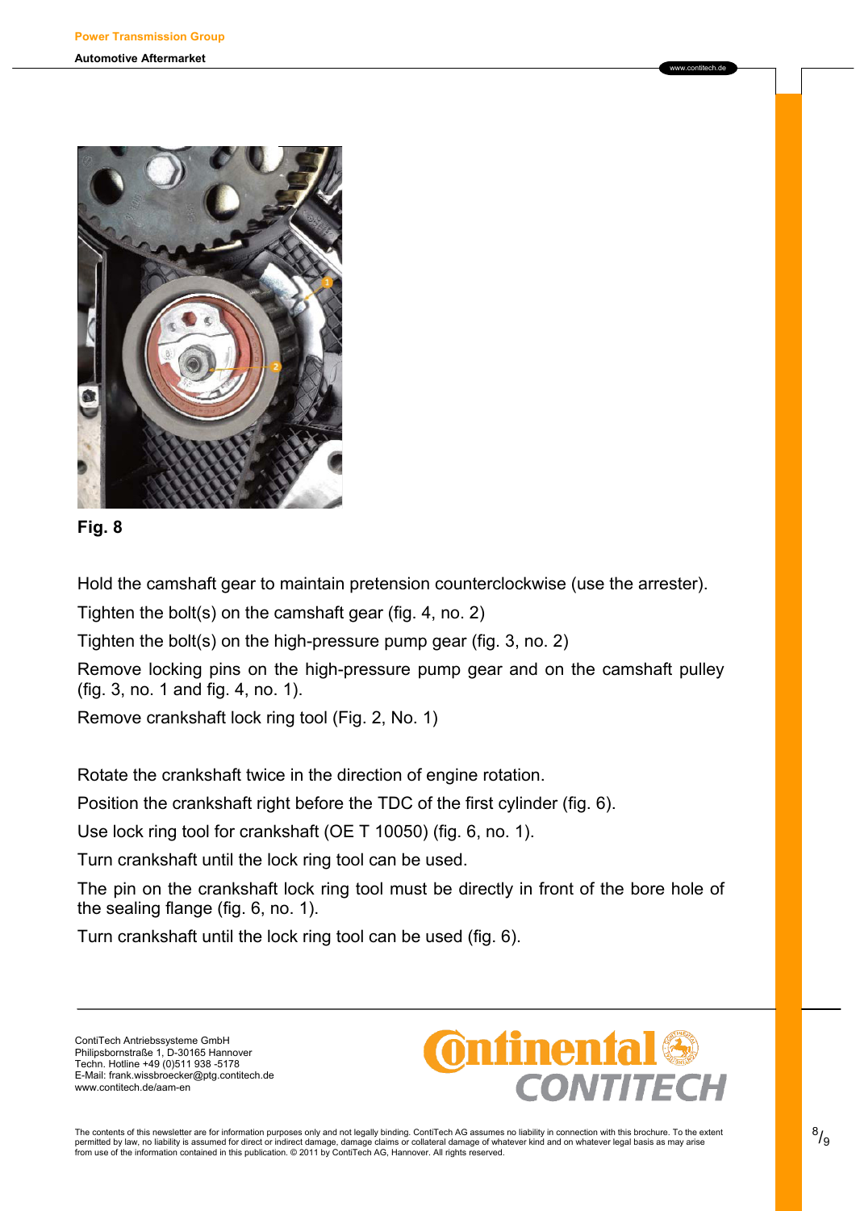Fig. 8

Hold the camshaft gear to maintain pretension counterclockwise (use the arrester).

Tighten the bolt(s) on the camshaft gear (fig. 4, no. 2)

Tighten the bolt(s) on the high-pressure pump gear (fig. 3, no. 2)

Remove locking pins on the high-pressure pump gear and on the camshaft pulley (fig. 3, no. 1 and fig. 4, no. 1).

Remove crankshaft lock ring tool (Fig. 2, No. 1)

Rotate the crankshaft twice in the direction of engine rotation.

Position the crankshaft right before the TDC of the first cylinder (fig. 6).

Use lock ring tool for crankshaft (OE T 10050) (fig. 6, no. 1).

Turn crankshaft until the lock ring tool can be used.

The pin on the crankshaft lock ring tool must be directly in front of the bore hole of the sealing flange (fig. 6, no. 1).

Turn crankshaft until the lock ring tool can be used (fig. 6).

ContiTech Antriebssysteme GmbH
Philipsbornstraße 1, D-30165 Hannover
Techn. Hotline +49 (0)511 938 -5178
E-Mail: frank.wissbroecker@ptg.contitech.de
www.contitech.de/aam-en

The contents of this newsletter are for information purposes only and not legally binding. ContiTech AG assumes no liability in connection with this brochure. To the extent permitted by law, no liability is assumed for direct or indirect damage, damage claims or collateral damage of whatever kind and on whatever legal basis as may arise from use of the information contained in this publication. © 2011 by ContiTech AG, Hannover. All rights reserved.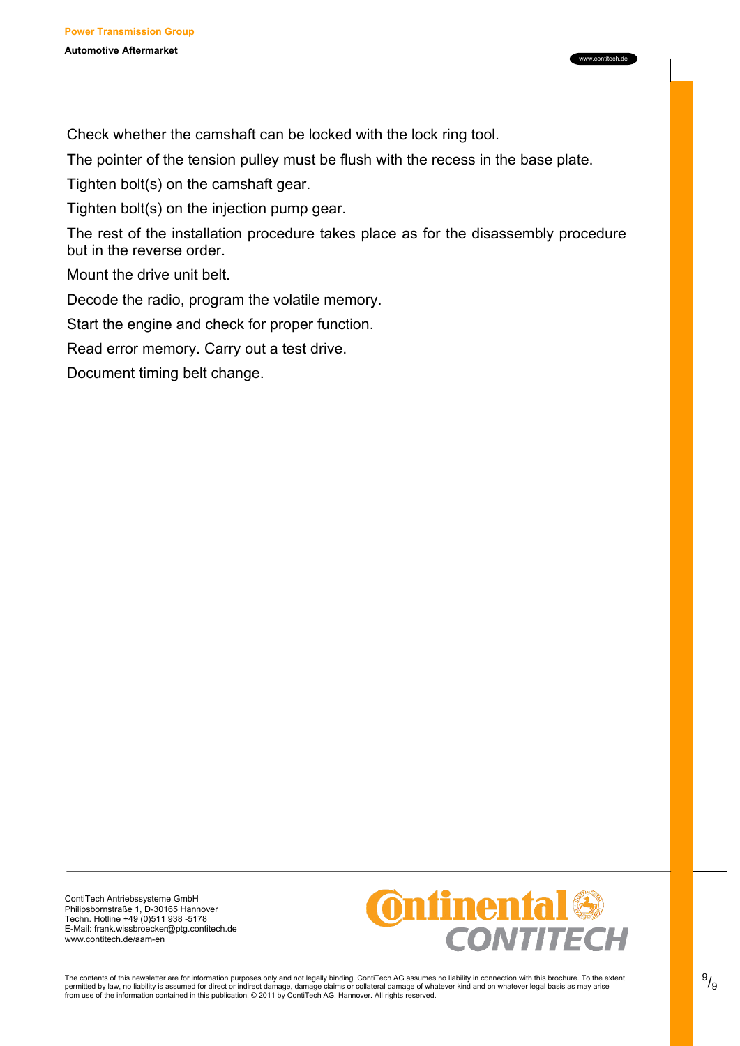Check whether the camshaft can be locked with the lock ring tool.

The pointer of the tension pulley must be flush with the recess in the base plate.

Tighten bolt(s) on the camshaft gear.

Tighten bolt(s) on the injection pump gear.

The rest of the installation procedure takes place as for the disassembly procedure but in the reverse order.

Mount the drive unit belt.

Decode the radio, program the volatile memory.

Start the engine and check for proper function.

Read error memory. Carry out a test drive.

Document timing belt change.

ContiTech Antriebssysteme GmbH  
Philipsbornstraße 1, D-30165 Hannover  
Techn. Hotline +49 (0)511 938 -5178  
E-Mail: frank.wissbroecker@ptg.contitech.de  
www.contitech.de/aam-en

The contents of this newsletter are for information purposes only and not legally binding. ContiTech AG assumes no liability in connection with this brochure. To the extent permitted by law, no liability is assumed for direct or indirect damage, damage claims or collateral damage of whatever kind and on whatever legal basis as may arise from use of the information contained in this publication. © 2011 by ContiTech AG, Hannover. All rights reserved.